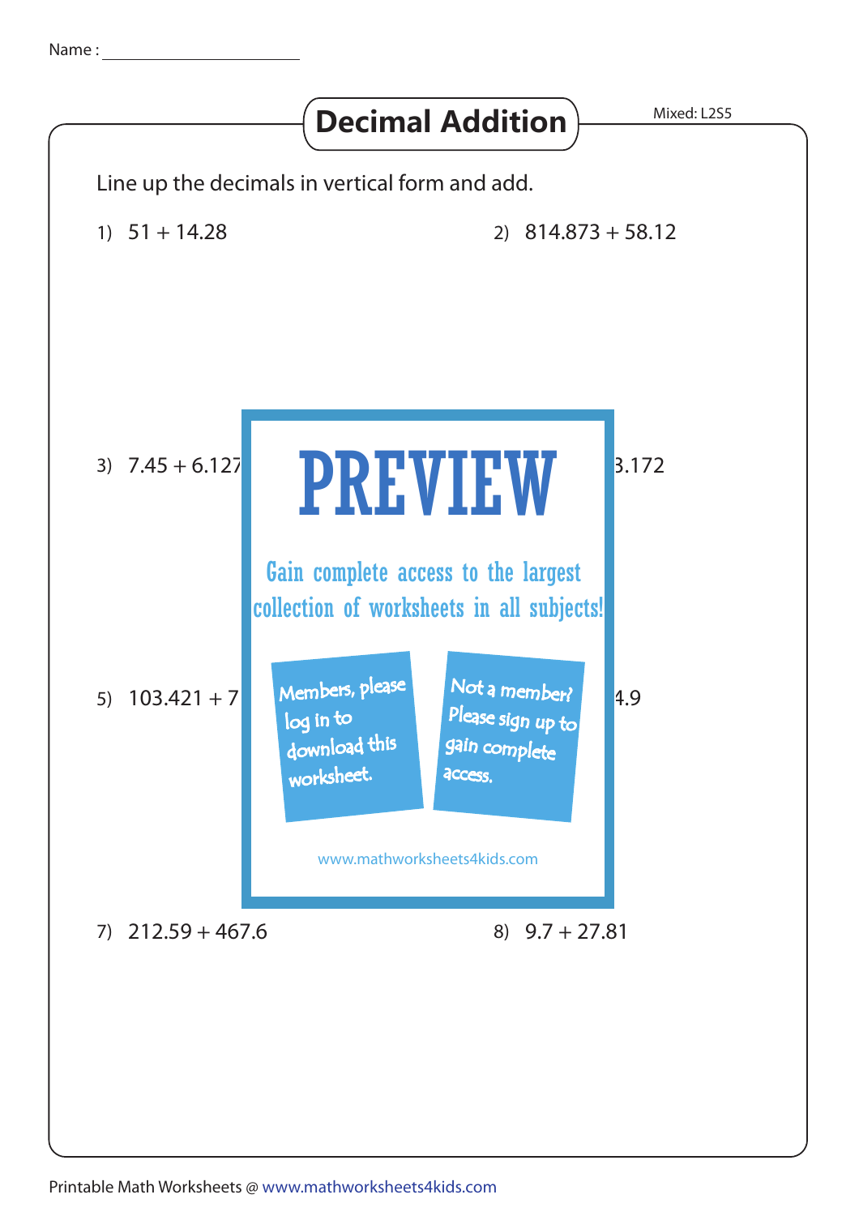Name :

# Decimal Addition

Mixed: L2S5

Line up the decimals in vertical form and add.

1) $51 + 14.28$

2) $814.873 + 58.12$

3) $7.45 + 6.127$

3.172

5) $103.421 + 7$

4.9

PREVIEW

Gain complete access to the largest collection of worksheets in all subjects!

Members, please log in to download this worksheet.

Not a member? Please sign up to gain complete access.

www.mathworksheets4kids.com

7) $212.59 + 467.6$

8) $9.7 + 27.81$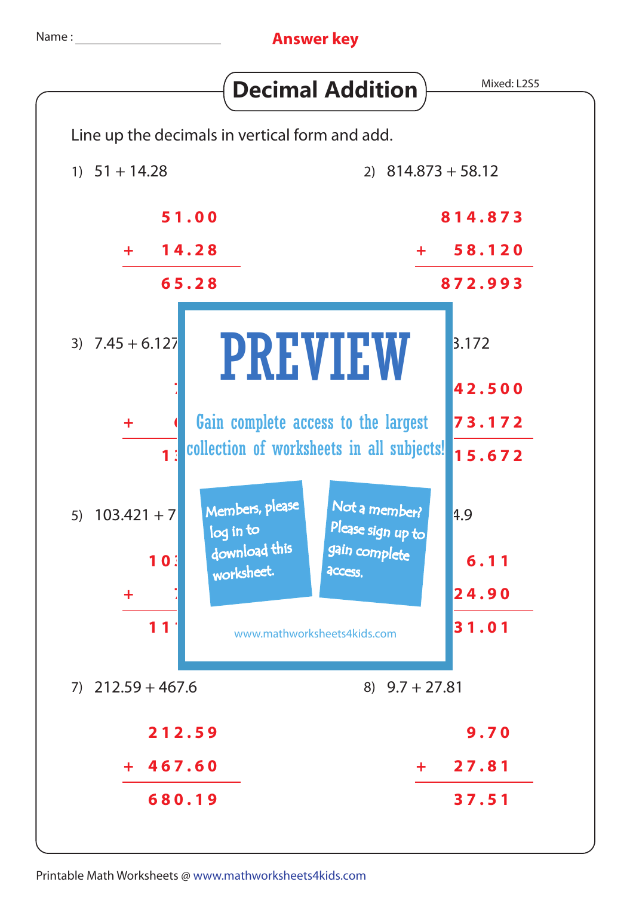Name : ____________________ **Answer key**

# Decimal Addition

Mixed: L2S5

Line up the decimals in vertical form and add.

1) 51 + 14.28

```
    51.00
+   14.28
---------
    65.28
```

2) 814.873 + 58.12

```
   814.873
+   58.120
----------
   872.993
```

3) 7.45 + 6.127

```
+   (
---------
    1
```

4) 3.172

```
    42.500
    73.172
----------
    15.672
```

PREVIEW

Gain complete access to the largest collection of worksheets in all subjects!

Members, please log in to download this worksheet.

Not a member? Please sign up to gain complete access.

www.mathworksheets4kids.com

5) 103.421 + 7

```
   10
+
---------
   11
```

6) 4.9

```
     6.11
    24.90
---------
    31.01
```

7) 212.59 + 467.6

```
   212.59
+  467.60
---------
   680.19
```

8) 9.7 + 27.81

```
     9.70
+   27.81
---------
    37.51
```

Printable Math Worksheets @ www.mathworksheets4kids.com